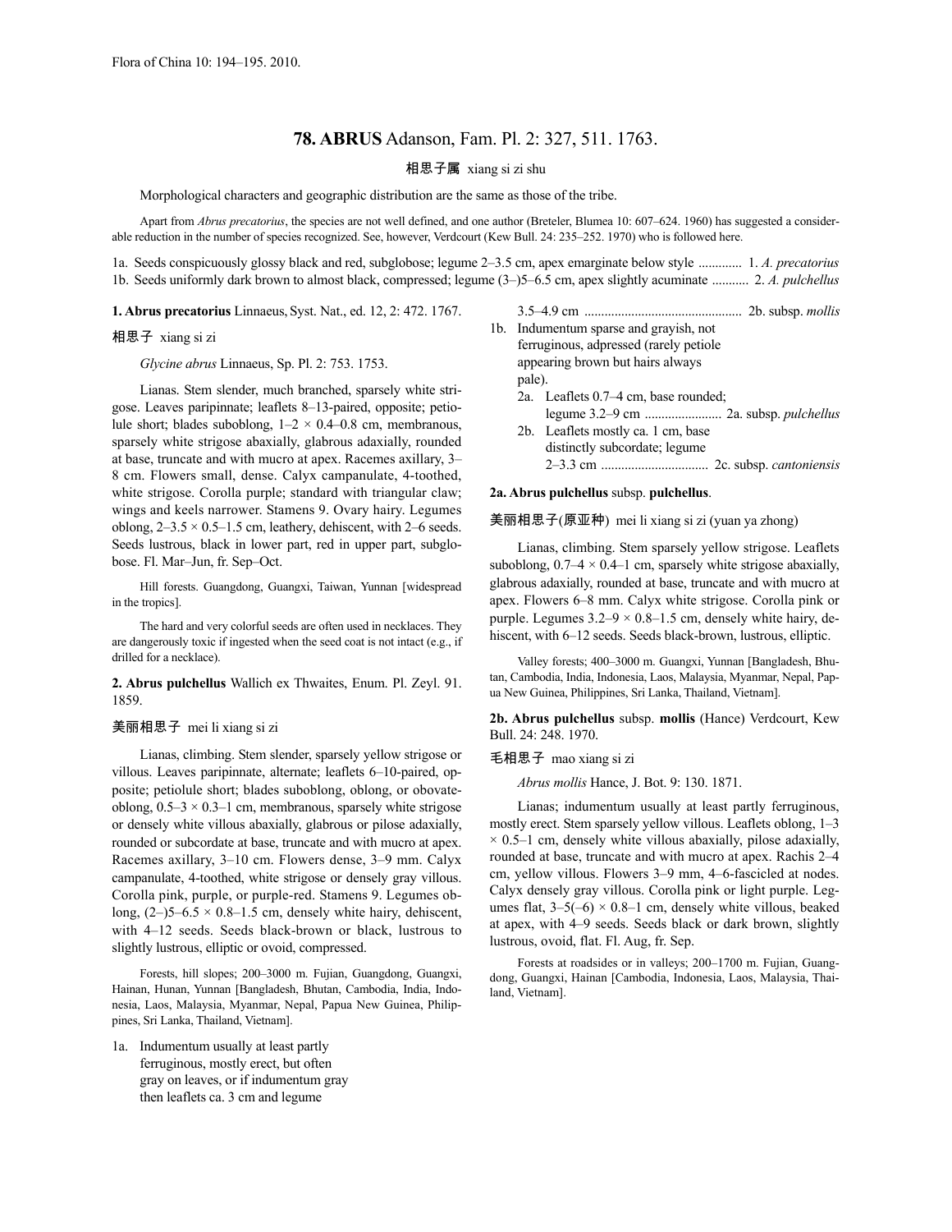# 78. ABRUS Adanson, Fam. Pl. 2: 327, 511. 1763.

相思子属 xiang si zi shu

Morphological characters and geographic distribution are the same as those of the tribe.

Apart from *Abrus precatorius*, the species are not well defined, and one author (Breteler, Blumea 10: 607–624. 1960) has suggested a considerable reduction in the number of species recognized. See, however, Verdcourt (Kew Bull. 24: 235–252. 1970) who is followed here.

1a. Seeds conspicuously glossy black and red, subglobose; legume 2–3.5 cm, apex emarginate below style ............ 1. *A. precatorius*
1b. Seeds uniformly dark brown to almost black, compressed; legume (3–)5–6.5 cm, apex slightly acuminate ........... 2. *A. pulchellus*

**1. Abrus precatorius** Linnaeus, Syst. Nat., ed. 12, 2: 472. 1767.

相思子 xiang si zi

*Glycine abrus* Linnaeus, Sp. Pl. 2: 753. 1753.

Lianas. Stem slender, much branched, sparsely white strigose. Leaves paripinnate; leaflets 8–13-paired, opposite; petiolule short; blades suboblong, 1–2 × 0.4–0.8 cm, membranous, sparsely white strigose abaxially, glabrous adaxially, rounded at base, truncate and with mucro at apex. Racemes axillary, 3–8 cm. Flowers small, dense. Calyx campanulate, 4-toothed, white strigose. Corolla purple; standard with triangular claw; wings and keels narrower. Stamens 9. Ovary hairy. Legumes oblong, 2–3.5 × 0.5–1.5 cm, leathery, dehiscent, with 2–6 seeds. Seeds lustrous, black in lower part, red in upper part, subglobose. Fl. Mar–Jun, fr. Sep–Oct.

Hill forests. Guangdong, Guangxi, Taiwan, Yunnan [widespread in the tropics].

The hard and very colorful seeds are often used in necklaces. They are dangerously toxic if ingested when the seed coat is not intact (e.g., if drilled for a necklace).

**2. Abrus pulchellus** Wallich ex Thwaites, Enum. Pl. Zeyl. 91. 1859.

美丽相思子 mei li xiang si zi

Lianas, climbing. Stem slender, sparsely yellow strigose or villous. Leaves paripinnate, alternate; leaflets 6–10-paired, opposite; petiolule short; blades suboblong, oblong, or obovate-oblong, 0.5–3 × 0.3–1 cm, membranous, sparsely white strigose or densely white villous abaxially, glabrous or pilose adaxially, rounded or subcordate at base, truncate and with mucro at apex. Racemes axillary, 3–10 cm. Flowers dense, 3–9 mm. Calyx campanulate, 4-toothed, white strigose or densely gray villous. Corolla pink, purple, or purple-red. Stamens 9. Legumes oblong, (2–)5–6.5 × 0.8–1.5 cm, densely white hairy, dehiscent, with 4–12 seeds. Seeds black-brown or black, lustrous to slightly lustrous, elliptic or ovoid, compressed.

Forests, hill slopes; 200–3000 m. Fujian, Guangdong, Guangxi, Hainan, Hunan, Yunnan [Bangladesh, Bhutan, Cambodia, India, Indonesia, Laos, Malaysia, Myanmar, Nepal, Papua New Guinea, Philippines, Sri Lanka, Thailand, Vietnam].

1a. Indumentum usually at least partly ferruginous, mostly erect, but often gray on leaves, or if indumentum gray then leaflets ca. 3 cm and legume 3.5–4.9 cm .............................................. 2b. subsp. *mollis*
1b. Indumentum sparse and grayish, not ferruginous, adpressed (rarely petiole appearing brown but hairs always pale).
  2a. Leaflets 0.7–4 cm, base rounded; legume 3.2–9 cm ...................... 2a. subsp. *pulchellus*
  2b. Leaflets mostly ca. 1 cm, base distinctly subcordate; legume 2–3.3 cm ............................... 2c. subsp. *cantoniensis*

**2a. Abrus pulchellus** subsp. **pulchellus**.

美丽相思子(原亚种) mei li xiang si zi (yuan ya zhong)

Lianas, climbing. Stem sparsely yellow strigose. Leaflets suboblong, 0.7–4 × 0.4–1 cm, sparsely white strigose abaxially, glabrous adaxially, rounded at base, truncate and with mucro at apex. Flowers 6–8 mm. Calyx white strigose. Corolla pink or purple. Legumes 3.2–9 × 0.8–1.5 cm, densely white hairy, dehiscent, with 6–12 seeds. Seeds black-brown, lustrous, elliptic.

Valley forests; 400–3000 m. Guangxi, Yunnan [Bangladesh, Bhutan, Cambodia, India, Indonesia, Laos, Malaysia, Myanmar, Nepal, Papua New Guinea, Philippines, Sri Lanka, Thailand, Vietnam].

**2b. Abrus pulchellus** subsp. **mollis** (Hance) Verdcourt, Kew Bull. 24: 248. 1970.

毛相思子 mao xiang si zi

*Abrus mollis* Hance, J. Bot. 9: 130. 1871.

Lianas; indumentum usually at least partly ferruginous, mostly erect. Stem sparsely yellow villous. Leaflets oblong, 1–3 × 0.5–1 cm, densely white villous abaxially, pilose adaxially, rounded at base, truncate and with mucro at apex. Rachis 2–4 cm, yellow villous. Flowers 3–9 mm, 4–6-fascicled at nodes. Calyx densely gray villous. Corolla pink or light purple. Legumes flat, 3–5(–6) × 0.8–1 cm, densely white villous, beaked at apex, with 4–9 seeds. Seeds black or dark brown, slightly lustrous, ovoid, flat. Fl. Aug, fr. Sep.

Forests at roadsides or in valleys; 200–1700 m. Fujian, Guangdong, Guangxi, Hainan [Cambodia, Indonesia, Laos, Malaysia, Thailand, Vietnam].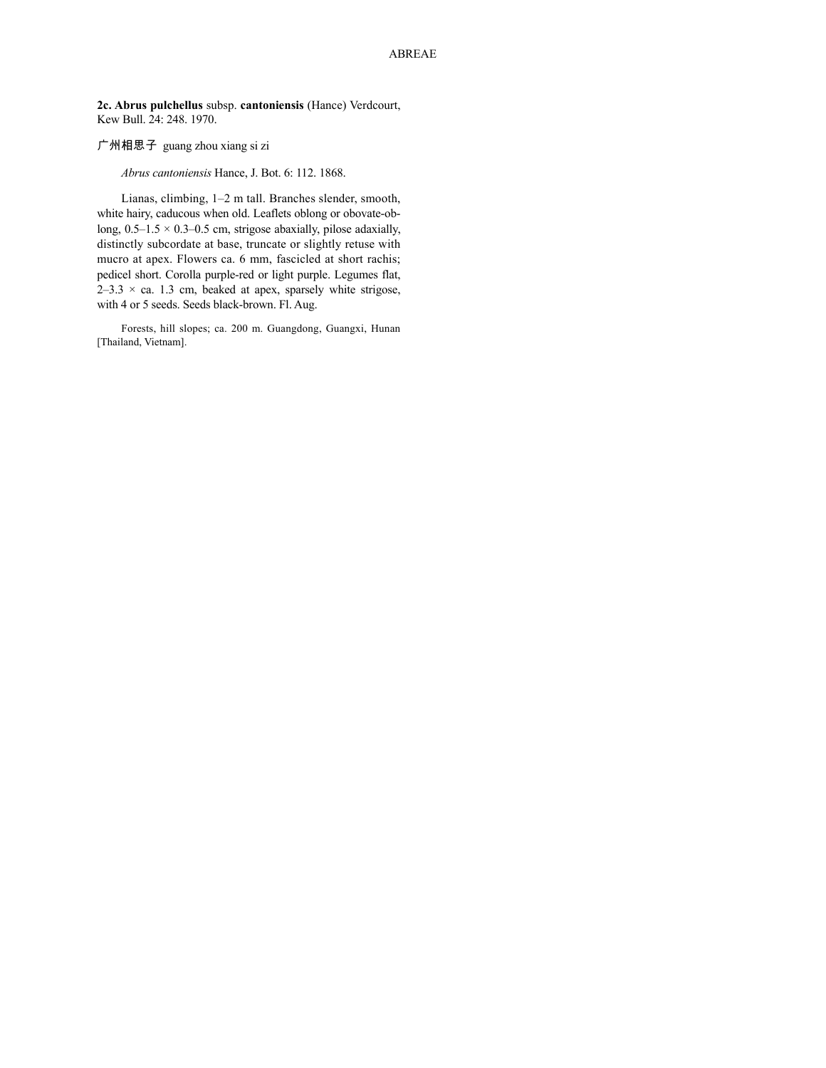**2c. Abrus pulchellus** subsp. **cantoniensis** (Hance) Verdcourt, Kew Bull. 24: 248. 1970.

广州相思子 guang zhou xiang si zi

*Abrus cantoniensis* Hance, J. Bot. 6: 112. 1868.

Lianas, climbing, 1–2 m tall. Branches slender, smooth, white hairy, caducous when old. Leaflets oblong or obovate-oblong, 0.5–1.5 × 0.3–0.5 cm, strigose abaxially, pilose adaxially, distinctly subcordate at base, truncate or slightly retuse with mucro at apex. Flowers ca. 6 mm, fascicled at short rachis; pedicel short. Corolla purple-red or light purple. Legumes flat, 2–3.3 × ca. 1.3 cm, beaked at apex, sparsely white strigose, with 4 or 5 seeds. Seeds black-brown. Fl. Aug.

Forests, hill slopes; ca. 200 m. Guangdong, Guangxi, Hunan [Thailand, Vietnam].